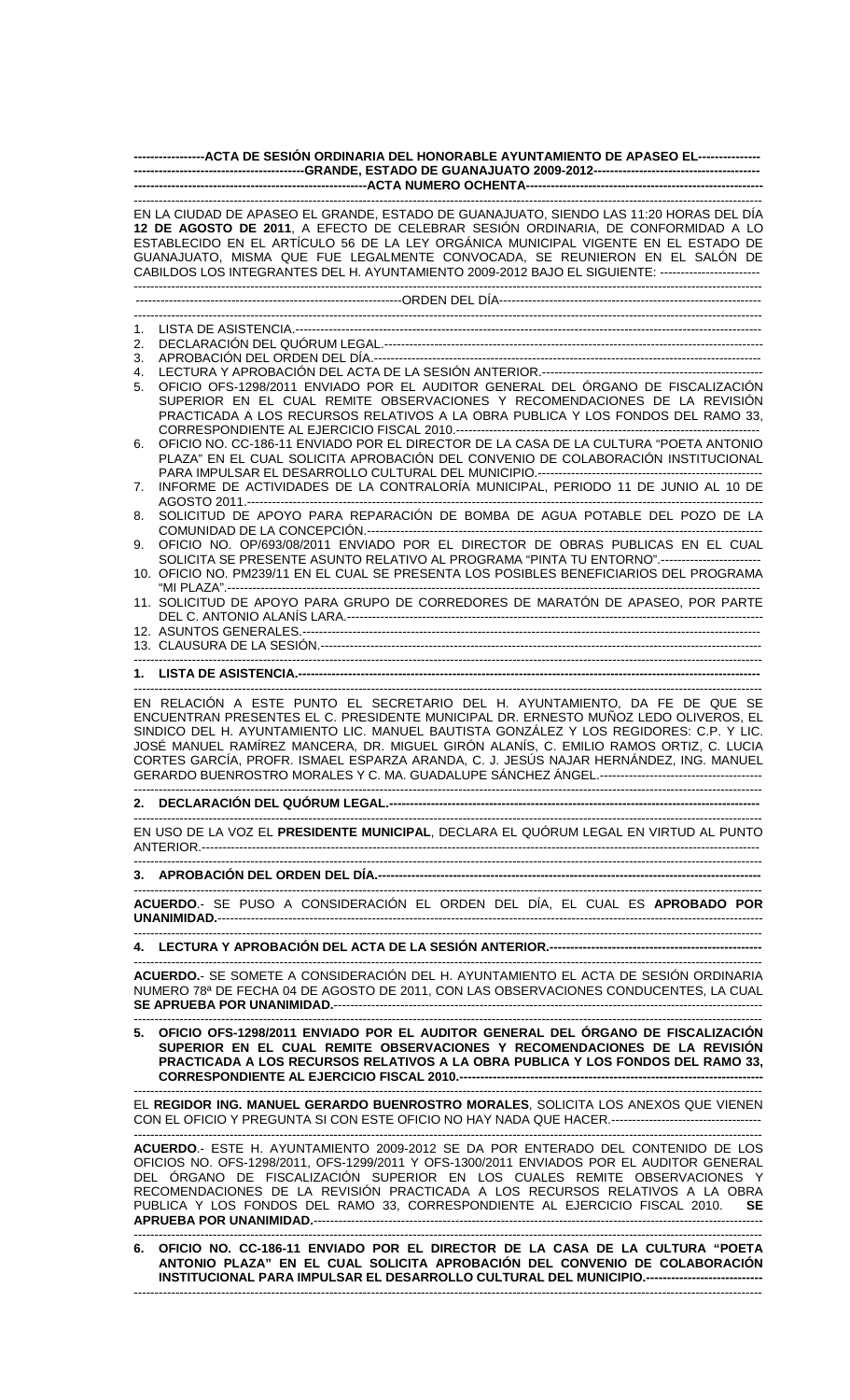**ACTA DE SESIÓN ORDINARIA DEL HONORABLE AYUNTAMIENTO DE APASEO EL GRANDE, ESTADO DE GUANAJUATO 2009-2012**

**ACTA NUMERO OCHENTA**

EN LA CIUDAD DE APASEO EL GRANDE, ESTADO DE GUANAJUATO, SIENDO LAS 11:20 HORAS DEL DÍA **12 DE AGOSTO DE 2011**, A EFECTO DE CELEBRAR SESIÓN ORDINARIA, DE CONFORMIDAD A LO ESTABLECIDO EN EL ARTÍCULO 56 DE LA LEY ORGÁNICA MUNICIPAL VIGENTE EN EL ESTADO DE GUANAJUATO, MISMA QUE FUE LEGALMENTE CONVOCADA, SE REUNIERON EN EL SALÓN DE CABILDOS LOS INTEGRANTES DEL H. AYUNTAMIENTO 2009-2012 BAJO EL SIGUIENTE: ---

ORDEN DEL DÍA

1. LISTA DE ASISTENCIA.---
2. DECLARACIÓN DEL QUÓRUM LEGAL.---
3. APROBACIÓN DEL ORDEN DEL DÍA.---
4. LECTURA Y APROBACIÓN DEL ACTA DE LA SESIÓN ANTERIOR.---
5. OFICIO OFS-1298/2011 ENVIADO POR EL AUDITOR GENERAL DEL ÓRGANO DE FISCALIZACIÓN SUPERIOR EN EL CUAL REMITE OBSERVACIONES Y RECOMENDACIONES DE LA REVISIÓN PRACTICADA A LOS RECURSOS RELATIVOS A LA OBRA PUBLICA Y LOS FONDOS DEL RAMO 33, CORRESPONDIENTE AL EJERCICIO FISCAL 2010.---
6. OFICIO NO. CC-186-11 ENVIADO POR EL DIRECTOR DE LA CASA DE LA CULTURA "POETA ANTONIO PLAZA" EN EL CUAL SOLICITA APROBACIÓN DEL CONVENIO DE COLABORACIÓN INSTITUCIONAL PARA IMPULSAR EL DESARROLLO CULTURAL DEL MUNICIPIO.---
7. INFORME DE ACTIVIDADES DE LA CONTRALORÍA MUNICIPAL, PERIODO 11 DE JUNIO AL 10 DE AGOSTO 2011.---
8. SOLICITUD DE APOYO PARA REPARACIÓN DE BOMBA DE AGUA POTABLE DEL POZO DE LA COMUNIDAD DE LA CONCEPCIÓN.---
9. OFICIO NO. OP/693/08/2011 ENVIADO POR EL DIRECTOR DE OBRAS PUBLICAS EN EL CUAL SOLICITA SE PRESENTE ASUNTO RELATIVO AL PROGRAMA "PINTA TU ENTORNO".---
10. OFICIO NO. PM239/11 EN EL CUAL SE PRESENTA LOS POSIBLES BENEFICIARIOS DEL PROGRAMA "MI PLAZA".---
11. SOLICITUD DE APOYO PARA GRUPO DE CORREDORES DE MARATÓN DE APASEO, POR PARTE DEL C. ANTONIO ALANÍS LARA.---
12. ASUNTOS GENERALES.---
13. CLAUSURA DE LA SESIÓN.---

**1. LISTA DE ASISTENCIA.---**

EN RELACIÓN A ESTE PUNTO EL SECRETARIO DEL H. AYUNTAMIENTO, DA FE DE QUE SE ENCUENTRAN PRESENTES EL C. PRESIDENTE MUNICIPAL DR. ERNESTO MUÑOZ LEDO OLIVEROS, EL SINDICO DEL H. AYUNTAMIENTO LIC. MANUEL BAUTISTA GONZÁLEZ Y LOS REGIDORES: C.P. Y LIC. JOSÉ MANUEL RAMÍREZ MANCERA, DR. MIGUEL GIRÓN ALANÍS, C. EMILIO RAMOS ORTIZ, C. LUCIA CORTES GARCÍA, PROFR. ISMAEL ESPARZA ARANDA, C. J. JESÚS NAJAR HERNÁNDEZ, ING. MANUEL GERARDO BUENROSTRO MORALES Y C. MA. GUADALUPE SÁNCHEZ ÁNGEL.---

**2. DECLARACIÓN DEL QUÓRUM LEGAL.---**

EN USO DE LA VOZ EL **PRESIDENTE MUNICIPAL**, DECLARA EL QUÓRUM LEGAL EN VIRTUD AL PUNTO ANTERIOR.---

**3. APROBACIÓN DEL ORDEN DEL DÍA.---**

**ACUERDO**.- SE PUSO A CONSIDERACIÓN EL ORDEN DEL DÍA, EL CUAL ES **APROBADO POR UNANIMIDAD.**---

**4. LECTURA Y APROBACIÓN DEL ACTA DE LA SESIÓN ANTERIOR.---**

**ACUERDO.**- SE SOMETE A CONSIDERACIÓN DEL H. AYUNTAMIENTO EL ACTA DE SESIÓN ORDINARIA NUMERO 78ª DE FECHA 04 DE AGOSTO DE 2011, CON LAS OBSERVACIONES CONDUCENTES, LA CUAL **SE APRUEBA POR UNANIMIDAD.**---

**5. OFICIO OFS-1298/2011 ENVIADO POR EL AUDITOR GENERAL DEL ÓRGANO DE FISCALIZACIÓN SUPERIOR EN EL CUAL REMITE OBSERVACIONES Y RECOMENDACIONES DE LA REVISIÓN PRACTICADA A LOS RECURSOS RELATIVOS A LA OBRA PUBLICA Y LOS FONDOS DEL RAMO 33, CORRESPONDIENTE AL EJERCICIO FISCAL 2010.---**

EL **REGIDOR ING. MANUEL GERARDO BUENROSTRO MORALES**, SOLICITA LOS ANEXOS QUE VIENEN CON EL OFICIO Y PREGUNTA SI CON ESTE OFICIO NO HAY NADA QUE HACER.---

**ACUERDO**.- ESTE H. AYUNTAMIENTO 2009-2012 SE DA POR ENTERADO DEL CONTENIDO DE LOS OFICIOS NO. OFS-1298/2011, OFS-1299/2011 Y OFS-1300/2011 ENVIADOS POR EL AUDITOR GENERAL DEL ÓRGANO DE FISCALIZACIÓN SUPERIOR EN LOS CUALES REMITE OBSERVACIONES Y RECOMENDACIONES DE LA REVISIÓN PRACTICADA A LOS RECURSOS RELATIVOS A LA OBRA PUBLICA Y LOS FONDOS DEL RAMO 33, CORRESPONDIENTE AL EJERCICIO FISCAL 2010. **SE APRUEBA POR UNANIMIDAD.**---

**6. OFICIO NO. CC-186-11 ENVIADO POR EL DIRECTOR DE LA CASA DE LA CULTURA "POETA ANTONIO PLAZA" EN EL CUAL SOLICITA APROBACIÓN DEL CONVENIO DE COLABORACIÓN INSTITUCIONAL PARA IMPULSAR EL DESARROLLO CULTURAL DEL MUNICIPIO.---**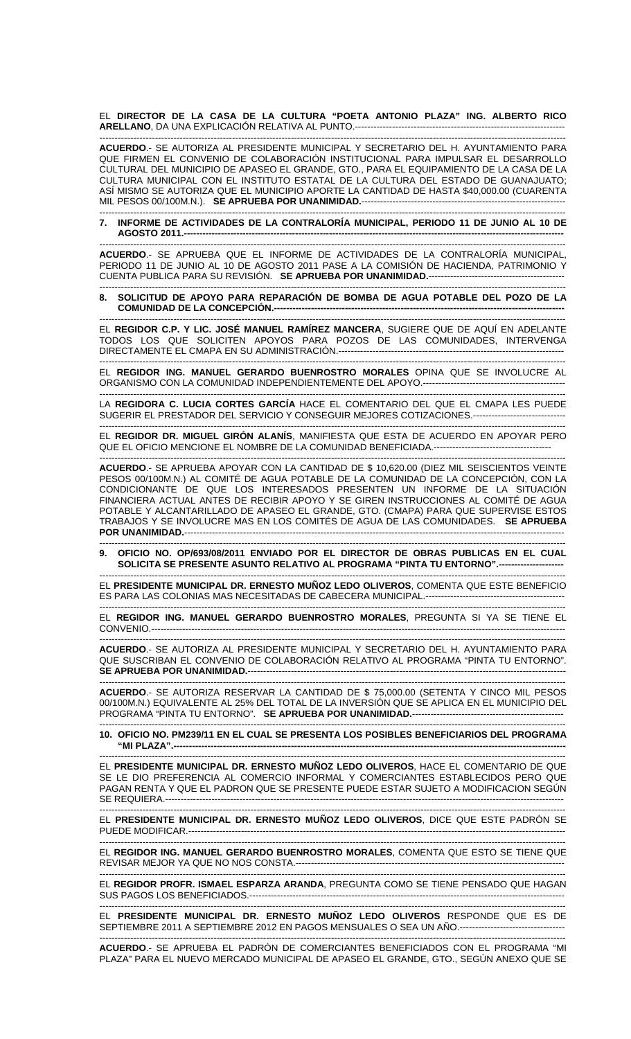EL **DIRECTOR DE LA CASA DE LA CULTURA "POETA ANTONIO PLAZA" ING. ALBERTO RICO ARELLANO**, DA UNA EXPLICACIÓN RELATIVA AL PUNTO.-----------------------------------------------------------------

**ACUERDO**.- SE AUTORIZA AL PRESIDENTE MUNICIPAL Y SECRETARIO DEL H. AYUNTAMIENTO PARA QUE FIRMEN EL CONVENIO DE COLABORACIÓN INSTITUCIONAL PARA IMPULSAR EL DESARROLLO CULTURAL DEL MUNICIPIO DE APASEO EL GRANDE, GTO., PARA EL EQUIPAMIENTO DE LA CASA DE LA CULTURA MUNICIPAL CON EL INSTITUTO ESTATAL DE LA CULTURA DEL ESTADO DE GUANAJUATO; ASÍ MISMO SE AUTORIZA QUE EL MUNICIPIO APORTE LA CANTIDAD DE HASTA $40,000.00 (CUARENTA MIL PESOS 00/100M.N.). **SE APRUEBA POR UNANIMIDAD.**-----------------------------------------------------------------

**7. INFORME DE ACTIVIDADES DE LA CONTRALORÍA MUNICIPAL, PERIODO 11 DE JUNIO AL 10 DE AGOSTO 2011.------------------------------------------------------------------------------------------------------------**

**ACUERDO**.- SE APRUEBA QUE EL INFORME DE ACTIVIDADES DE LA CONTRALORÍA MUNICIPAL, PERIODO 11 DE JUNIO AL 10 DE AGOSTO 2011 PASE A LA COMISIÓN DE HACIENDA, PATRIMONIO Y CUENTA PUBLICA PARA SU REVISIÓN. **SE APRUEBA POR UNANIMIDAD.**-------------------------------------------

**8. SOLICITUD DE APOYO PARA REPARACIÓN DE BOMBA DE AGUA POTABLE DEL POZO DE LA COMUNIDAD DE LA CONCEPCIÓN.------------------------------------------------------------------------------------------**

EL **REGIDOR C.P. Y LIC. JOSÉ MANUEL RAMÍREZ MANCERA**, SUGIERE QUE DE AQUÍ EN ADELANTE TODOS LOS QUE SOLICITEN APOYOS PARA POZOS DE LAS COMUNIDADES, INTERVENGA DIRECTAMENTE EL CMAPA EN SU ADMINISTRACIÓN.--------------------------------------------------------------------

EL **REGIDOR ING. MANUEL GERARDO BUENROSTRO MORALES** OPINA QUE SE INVOLUCRE AL ORGANISMO CON LA COMUNIDAD INDEPENDIENTEMENTE DEL APOYO.---------------------------------------------

LA **REGIDORA C. LUCIA CORTES GARCÍA** HACE EL COMENTARIO DEL QUE EL CMAPA LES PUEDE SUGERIR EL PRESTADOR DEL SERVICIO Y CONSEGUIR MEJORES COTIZACIONES.------------------------------

EL **REGIDOR DR. MIGUEL GIRÓN ALANÍS**, MANIFIESTA QUE ESTA DE ACUERDO EN APOYAR PERO QUE EL OFICIO MENCIONE EL NOMBRE DE LA COMUNIDAD BENEFICIADA.--------------------------------------

**ACUERDO**.- SE APRUEBA APOYAR CON LA CANTIDAD DE $ 10,620.00 (DIEZ MIL SEISCIENTOS VEINTE PESOS 00/100M.N.) AL COMITÉ DE AGUA POTABLE DE LA COMUNIDAD DE LA CONCEPCIÓN, CON LA CONDICIONANTE DE QUE LOS INTERESADOS PRESENTEN UN INFORME DE LA SITUACIÓN FINANCIERA ACTUAL ANTES DE RECIBIR APOYO Y SE GIREN INSTRUCCIONES AL COMITÉ DE AGUA POTABLE Y ALCANTARILLADO DE APASEO EL GRANDE, GTO. (CMAPA) PARA QUE SUPERVISE ESTOS TRABAJOS Y SE INVOLUCRE MAS EN LOS COMITÉS DE AGUA DE LAS COMUNIDADES. **SE APRUEBA POR UNANIMIDAD.**----------------------------------------------------------------------------------------------------------

**9. OFICIO NO. OP/693/08/2011 ENVIADO POR EL DIRECTOR DE OBRAS PUBLICAS EN EL CUAL SOLICITA SE PRESENTE ASUNTO RELATIVO AL PROGRAMA "PINTA TU ENTORNO".---------------------**

EL **PRESIDENTE MUNICIPAL DR. ERNESTO MUÑOZ LEDO OLIVEROS**, COMENTA QUE ESTE BENEFICIO ES PARA LAS COLONIAS MAS NECESITADAS DE CABECERA MUNICIPAL.--------------------------------------------

EL **REGIDOR ING. MANUEL GERARDO BUENROSTRO MORALES**, PREGUNTA SI YA SE TIENE EL CONVENIO.----------------------------------------------------------------------------------------------------------------

**ACUERDO**.- SE AUTORIZA AL PRESIDENTE MUNICIPAL Y SECRETARIO DEL H. AYUNTAMIENTO PARA QUE SUSCRIBAN EL CONVENIO DE COLABORACIÓN RELATIVO AL PROGRAMA "PINTA TU ENTORNO". **SE APRUEBA POR UNANIMIDAD.**-----------------------------------------------------------------------------------------------

**ACUERDO**.- SE AUTORIZA RESERVAR LA CANTIDAD DE $ 75,000.00 (SETENTA Y CINCO MIL PESOS 00/100M.N.) EQUIVALENTE AL 25% DEL TOTAL DE LA INVERSIÓN QUE SE APLICA EN EL MUNICIPIO DEL PROGRAMA "PINTA TU ENTORNO". **SE APRUEBA POR UNANIMIDAD.**-------------------------------------------------

**10. OFICIO NO. PM239/11 EN EL CUAL SE PRESENTA LOS POSIBLES BENEFICIARIOS DEL PROGRAMA "MI PLAZA".----------------------------------------------------------------------------------------------------------------**

EL **PRESIDENTE MUNICIPAL DR. ERNESTO MUÑOZ LEDO OLIVEROS**, HACE EL COMENTARIO DE QUE SE LE DIO PREFERENCIA AL COMERCIO INFORMAL Y COMERCIANTES ESTABLECIDOS PERO QUE PAGAN RENTA Y QUE EL PADRON QUE SE PRESENTE PUEDE ESTAR SUJETO A MODIFICACION SEGÚN SE REQUIERA.-------------------------------------------------------------------------------------------------------------

EL **PRESIDENTE MUNICIPAL DR. ERNESTO MUÑOZ LEDO OLIVEROS**, DICE QUE ESTE PADRÓN SE PUEDE MODIFICAR.-------------------------------------------------------------------------------------------------------

EL **REGIDOR ING. MANUEL GERARDO BUENROSTRO MORALES**, COMENTA QUE ESTO SE TIENE QUE REVISAR MEJOR YA QUE NO NOS CONSTA.----------------------------------------------------------------------------

EL **REGIDOR PROFR. ISMAEL ESPARZA ARANDA**, PREGUNTA COMO SE TIENE PENSADO QUE HAGAN SUS PAGOS LOS BENEFICIADOS.---------------------------------------------------------------------------------------

EL **PRESIDENTE MUNICIPAL DR. ERNESTO MUÑOZ LEDO OLIVEROS** RESPONDE QUE ES DE SEPTIEMBRE 2011 A SEPTIEMBRE 2012 EN PAGOS MENSUALES O SEA UN AÑO.----------------------------------

**ACUERDO**.- SE APRUEBA EL PADRÓN DE COMERCIANTES BENEFICIADOS CON EL PROGRAMA "MI PLAZA" PARA EL NUEVO MERCADO MUNICIPAL DE APASEO EL GRANDE, GTO., SEGÚN ANEXO QUE SE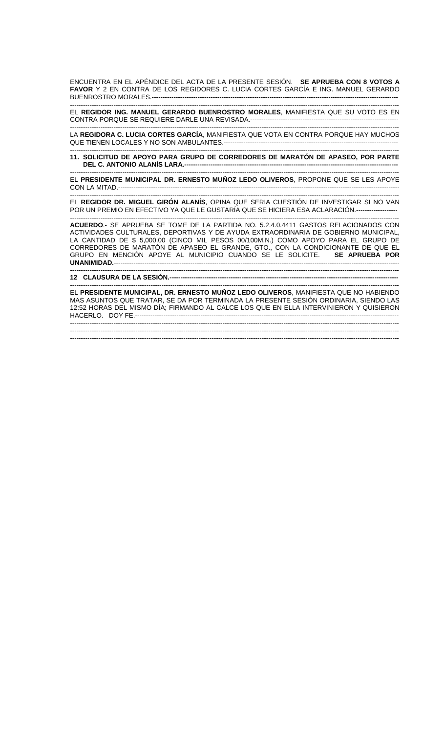ENCUENTRA EN EL APÉNDICE DEL ACTA DE LA PRESENTE SESIÓN. **SE APRUEBA CON 8 VOTOS A FAVOR** Y 2 EN CONTRA DE LOS REGIDORES C. LUCIA CORTES GARCÍA E ING. MANUEL GERARDO BUENROSTRO MORALES.----------------------------------------------------------------------------------------------------------------

---------------------------------------------------------------------------------------------------------------------------------------------

EL **REGIDOR ING. MANUEL GERARDO BUENROSTRO MORALES**, MANIFIESTA QUE SU VOTO ES EN CONTRA PORQUE SE REQUIERE DARLE UNA REVISADA.------------------------------------------------------------------

---------------------------------------------------------------------------------------------------------------------------------------------

LA **REGIDORA C. LUCIA CORTES GARCÍA**, MANIFIESTA QUE VOTA EN CONTRA PORQUE HAY MUCHOS QUE TIENEN LOCALES Y NO SON AMBULANTES.-------------------------------------------------------------------------------

---------------------------------------------------------------------------------------------------------------------------------------------

**11. SOLICITUD DE APOYO PARA GRUPO DE CORREDORES DE MARATÓN DE APASEO, POR PARTE DEL C. ANTONIO ALANÍS LARA.---------------------------------------------------------------------------------------------------------**

---------------------------------------------------------------------------------------------------------------------------------------------

EL **PRESIDENTE MUNICIPAL DR. ERNESTO MUÑOZ LEDO OLIVEROS**, PROPONE QUE SE LES APOYE CON LA MITAD.----------------------------------------------------------------------------------------------------------------------------

---------------------------------------------------------------------------------------------------------------------------------------------

EL **REGIDOR DR. MIGUEL GIRÓN ALANÍS**, OPINA QUE SERIA CUESTIÓN DE INVESTIGAR SI NO VAN POR UN PREMIO EN EFECTIVO YA QUE LE GUSTARÍA QUE SE HICIERA ESA ACLARACIÓN.-------------------

---------------------------------------------------------------------------------------------------------------------------------------------

**ACUERDO**.- SE APRUEBA SE TOME DE LA PARTIDA NO. 5.2.4.0.4411 GASTOS RELACIONADOS CON ACTIVIDADES CULTURALES, DEPORTIVAS Y DE AYUDA EXTRAORDINARIA DE GOBIERNO MUNICIPAL, LA CANTIDAD DE $ 5,000.00 (CINCO MIL PESOS 00/100M.N.) COMO APOYO PARA EL GRUPO DE CORREDORES DE MARATÓN DE APASEO EL GRANDE, GTO., CON LA CONDICIONANTE DE QUE EL GRUPO EN MENCIÓN APOYE AL MUNICIPIO CUANDO SE LE SOLICITE. **SE APRUEBA POR UNANIMIDAD.**-------------------------------------------------------------------------------------------------------------------------------

---------------------------------------------------------------------------------------------------------------------------------------------

**12 CLAUSURA DE LA SESIÓN.-----------------------------------------------------------------------------------------------------------**

---------------------------------------------------------------------------------------------------------------------------------------------

EL **PRESIDENTE MUNICIPAL, DR. ERNESTO MUÑOZ LEDO OLIVEROS**, MANIFIESTA QUE NO HABIENDO MAS ASUNTOS QUE TRATAR, SE DA POR TERMINADA LA PRESENTE SESIÓN ORDINARIA, SIENDO LAS 12:52 HORAS DEL MISMO DÍA; FIRMANDO AL CALCE LOS QUE EN ELLA INTERVINIERON Y QUISIERON HACERLO. DOY FE.---------------------------------------------------------------------------------------------------------------------

---------------------------------------------------------------------------------------------------------------------------------------------

---------------------------------------------------------------------------------------------------------------------------------------------

---------------------------------------------------------------------------------------------------------------------------------------------